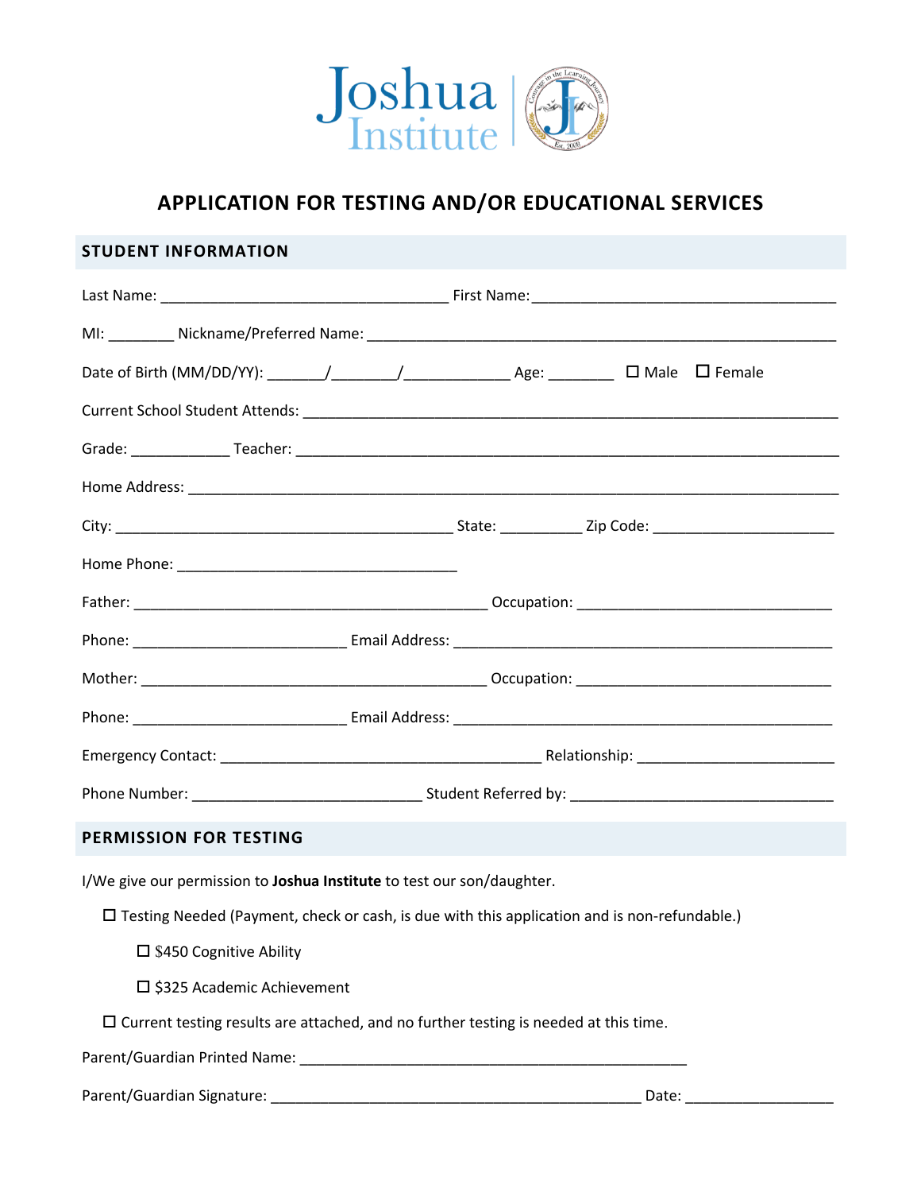Joshua Institute

# APPLICATION FOR TESTING AND/OR EDUCATIONAL SERVICES

## STUDENT INFORMATION

Last Name: ___________________________________ First Name:____________________________________

MI: ________ Nickname/Preferred Name: __________________________________________________________

Date of Birth (MM/DD/YY): _______/________/_____________ Age: ________ ☐ Male ☐ Female

Current School Student Attends: _________________________________________________________________

Grade: ____________ Teacher: ___________________________________________________________________

Home Address: _________________________________________________________________________________

City: _________________________________________ State: __________ Zip Code: ______________________

Home Phone: __________________________________

Father: ____________________________________________ Occupation: ______________________________

Phone: __________________________ Email Address: _______________________________________________

Mother: ___________________________________________ Occupation: ______________________________

Phone: __________________________ Email Address: _______________________________________________

Emergency Contact: _______________________________________ Relationship: ________________________

Phone Number: ____________________________ Student Referred by: ________________________________

## PERMISSION FOR TESTING

I/We give our permission to **Joshua Institute** to test our son/daughter.

- ☐ Testing Needed (Payment, check or cash, is due with this application and is non-refundable.)
  - ☐ $450 Cognitive Ability
  - ☐ $325 Academic Achievement
- ☐ Current testing results are attached, and no further testing is needed at this time.

Parent/Guardian Printed Name: _______________________________________________

Parent/Guardian Signature: _______________________________________________ Date: __________________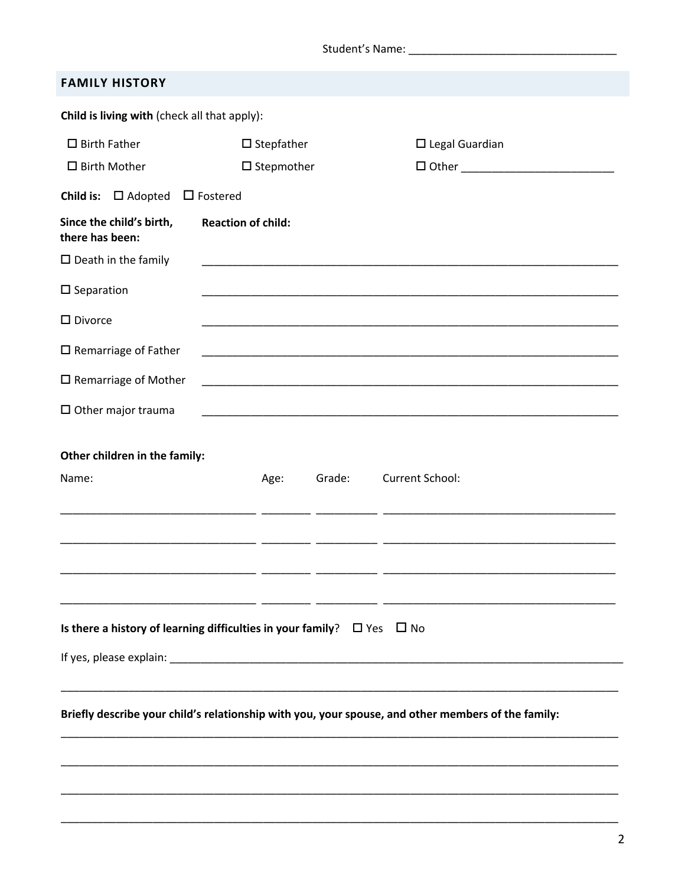Student's Name: ________________________________

## FAMILY HISTORY

**Child is living with** (check all that apply):

| | | |
|---|---|---|
| ☐ Birth Father | ☐ Stepfather | ☐ Legal Guardian |
| ☐ Birth Mother | ☐ Stepmother | ☐ Other ________________________ |

**Child is:** ☐ Adopted ☐ Fostered

| Since the child's birth, there has been: | Reaction of child: |
|---|---|
| ☐ Death in the family | ____________________________________________________________________ |
| ☐ Separation | ____________________________________________________________________ |
| ☐ Divorce | ____________________________________________________________________ |
| ☐ Remarriage of Father | ____________________________________________________________________ |
| ☐ Remarriage of Mother | ____________________________________________________________________ |
| ☐ Other major trauma | ____________________________________________________________________ |

**Other children in the family:**

| Name: | Age: | Grade: | Current School: |
|---|---|---|---|
| ________________________________ | ________ | __________ | ______________________________________ |
| ________________________________ | ________ | __________ | ______________________________________ |
| ________________________________ | ________ | __________ | ______________________________________ |
| ________________________________ | ________ | __________ | ______________________________________ |

**Is there a history of learning difficulties in your family**? ☐ Yes ☐ No

If yes, please explain: ____________________________________________________________________________

_____________________________________________________________________________________________

**Briefly describe your child's relationship with you, your spouse, and other members of the family:**

_____________________________________________________________________________________________

_____________________________________________________________________________________________

_____________________________________________________________________________________________

_____________________________________________________________________________________________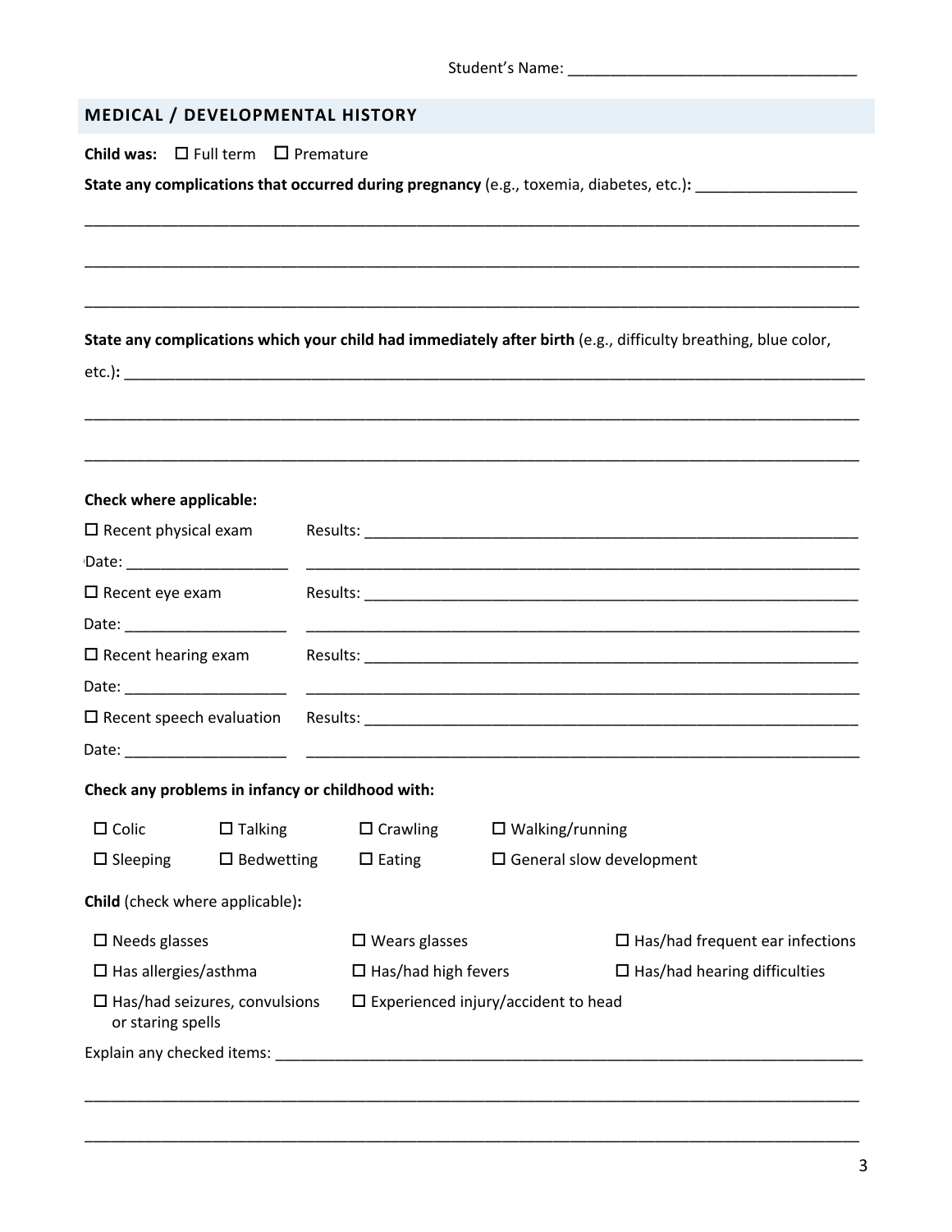Student's Name: ________________________________

## MEDICAL / DEVELOPMENTAL HISTORY

**Child was:** ☐ Full term ☐ Premature

**State any complications that occurred during pregnancy** (e.g., toxemia, diabetes, etc.)**:** ___________________

_____________________________________________________________________________________

_____________________________________________________________________________________

_____________________________________________________________________________________

**State any complications which your child had immediately after birth** (e.g., difficulty breathing, blue color, etc.)**:** _______________________________________________________________________________

_____________________________________________________________________________________

_____________________________________________________________________________________

**Check where applicable:**

| | |
|---|---|
| ☐ Recent physical exam | Results: ______________________________________________ |
| Date: ___________________ | ______________________________________________________ |
| ☐ Recent eye exam | Results: ______________________________________________ |
| Date: ___________________ | ______________________________________________________ |
| ☐ Recent hearing exam | Results: ______________________________________________ |
| Date: ___________________ | ______________________________________________________ |
| ☐ Recent speech evaluation | Results: ______________________________________________ |
| Date: ___________________ | ______________________________________________________ |

**Check any problems in infancy or childhood with:**

| | | | |
|---|---|---|---|
| ☐ Colic | ☐ Talking | ☐ Crawling | ☐ Walking/running |
| ☐ Sleeping | ☐ Bedwetting | ☐ Eating | ☐ General slow development |

**Child** (check where applicable)**:**

| | | |
|---|---|---|
| ☐ Needs glasses | ☐ Wears glasses | ☐ Has/had frequent ear infections |
| ☐ Has allergies/asthma | ☐ Has/had high fevers | ☐ Has/had hearing difficulties |
| ☐ Has/had seizures, convulsions or staring spells | ☐ Experienced injury/accident to head | |

Explain any checked items: _________________________________________________________________

_____________________________________________________________________________________

_____________________________________________________________________________________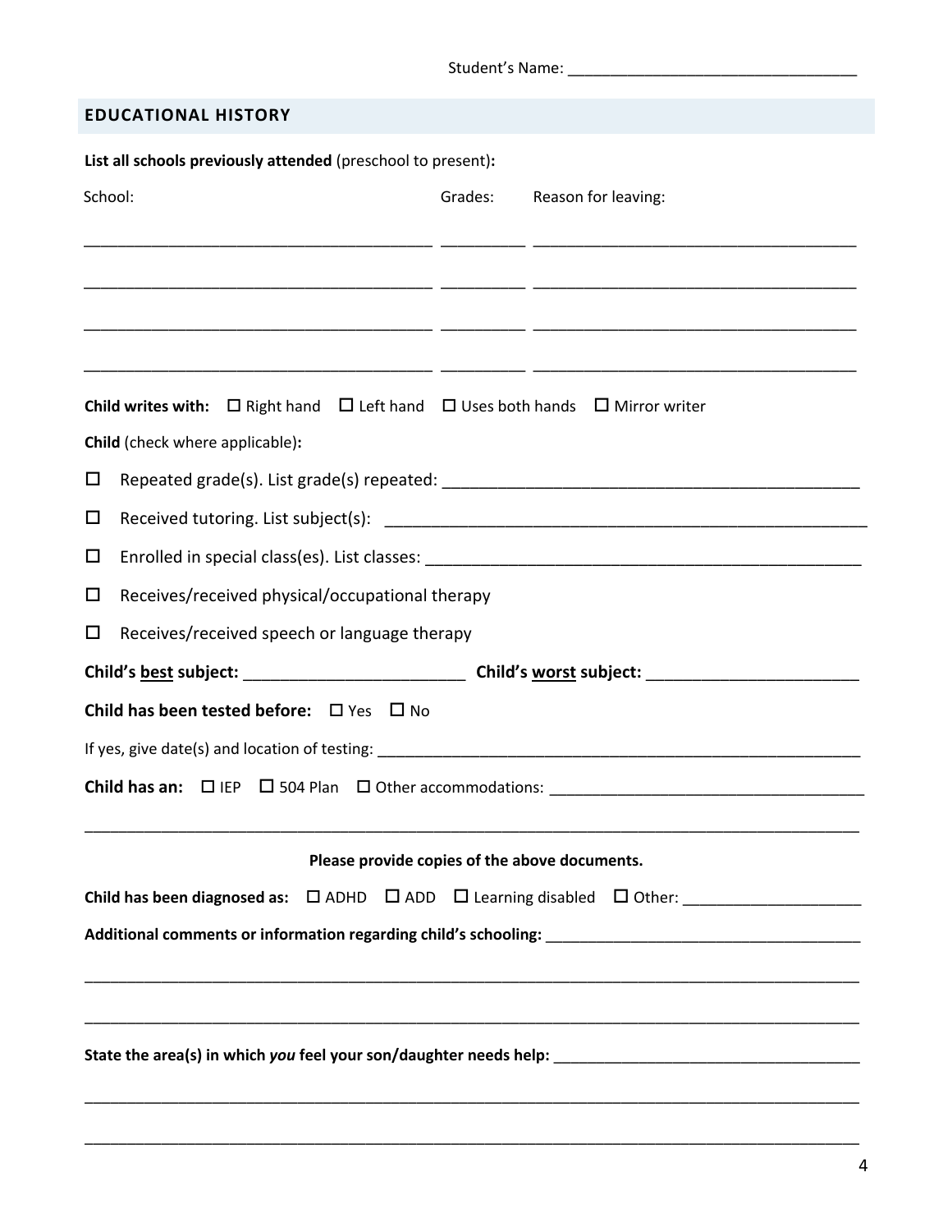Student's Name: ______________________________

## EDUCATIONAL HISTORY

**List all schools previously attended** (preschool to present)**:**

| School: | Grades: | Reason for leaving: |
|---|---|---|
| | | |
| | | |
| | | |
| | | |

**Child writes with:** ☐ Right hand ☐ Left hand ☐ Uses both hands ☐ Mirror writer

**Child** (check where applicable)**:**

☐ Repeated grade(s). List grade(s) repeated: ______________________________

☐ Received tutoring. List subject(s): ______________________________

☐ Enrolled in special class(es). List classes: ______________________________

☐ Receives/received physical/occupational therapy

☐ Receives/received speech or language therapy

**Child's <u>best</u> subject:** ____________________ **Child's <u>worst</u> subject:** ____________________

**Child has been tested before:** ☐ Yes ☐ No

If yes, give date(s) and location of testing: ______________________________

**Child has an:** ☐ IEP ☐ 504 Plan ☐ Other accommodations: ______________________________

______________________________________________________________________

**Please provide copies of the above documents.**

**Child has been diagnosed as:** ☐ ADHD ☐ ADD ☐ Learning disabled ☐ Other: ____________________

**Additional comments or information regarding child's schooling:** ______________________________

______________________________________________________________________

______________________________________________________________________

**State the area(s) in which *you* feel your son/daughter needs help:** ______________________________

______________________________________________________________________

______________________________________________________________________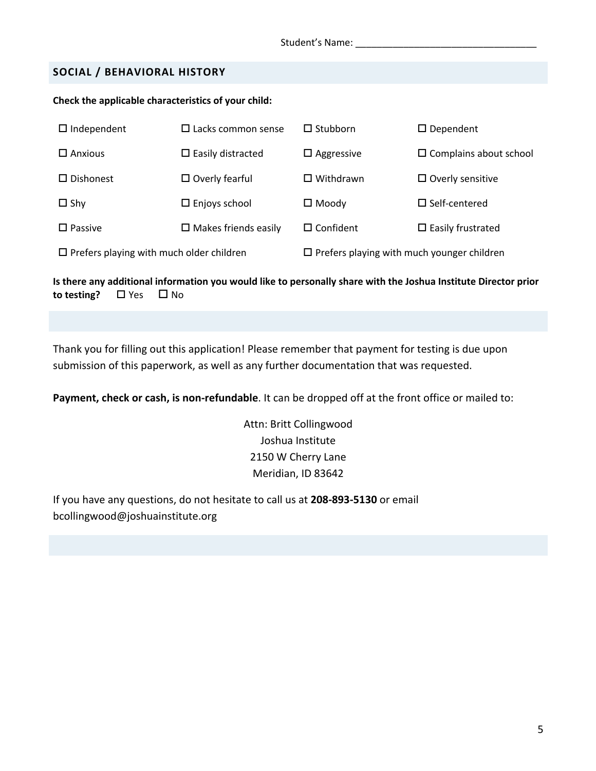Student's Name: \_\_\_\_\_\_\_\_\_\_\_\_\_\_\_\_\_\_\_\_\_\_\_\_\_\_\_\_\_\_\_\_\_\_

## SOCIAL / BEHAVIORAL HISTORY

**Check the applicable characteristics of your child:**

| | | | |
|---|---|---|---|
| ☐ Independent | ☐ Lacks common sense | ☐ Stubborn | ☐ Dependent |
| ☐ Anxious | ☐ Easily distracted | ☐ Aggressive | ☐ Complains about school |
| ☐ Dishonest | ☐ Overly fearful | ☐ Withdrawn | ☐ Overly sensitive |
| ☐ Shy | ☐ Enjoys school | ☐ Moody | ☐ Self-centered |
| ☐ Passive | ☐ Makes friends easily | ☐ Confident | ☐ Easily frustrated |
| ☐ Prefers playing with much older children | | ☐ Prefers playing with much younger children | |

**Is there any additional information you would like to personally share with the Joshua Institute Director prior to testing?** ☐ Yes ☐ No

Thank you for filling out this application! Please remember that payment for testing is due upon submission of this paperwork, as well as any further documentation that was requested.

**Payment, check or cash, is non-refundable**. It can be dropped off at the front office or mailed to:

Attn: Britt Collingwood
Joshua Institute
2150 W Cherry Lane
Meridian, ID 83642

If you have any questions, do not hesitate to call us at **208-893-5130** or email bcollingwood@joshuainstitute.org